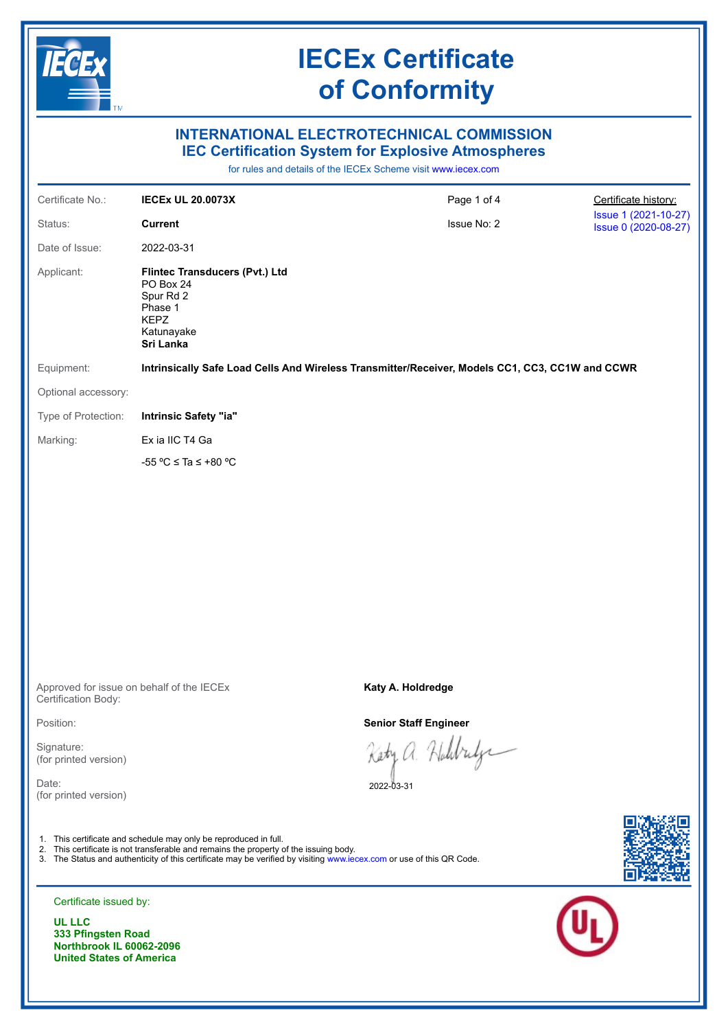# IECEx Certificate of Conformity

## INTERNATIONAL ELECTROTECHNICAL COMMISSION
## IEC Certification System for Explosive Atmospheres

for rules and details of the IECEx Scheme visit www.iecex.com

| | | | |
|---|---|---|---|
| Certificate No.: | **IECEx UL 20.0073X** | Page 1 of 4 | Certificate history: |
| Status: | **Current** | Issue No: 2 | Issue 1 (2021-10-27)<br>Issue 0 (2020-08-27) |
| Date of Issue: | 2022-03-31 | | |

Applicant: **Flintec Transducers (Pvt.) Ltd**
PO Box 24
Spur Rd 2
Phase 1
KEPZ
Katunayake
**Sri Lanka**

Equipment: **Intrinsically Safe Load Cells And Wireless Transmitter/Receiver, Models CC1, CC3, CC1W and CCWR**

Optional accessory:

Type of Protection: **Intrinsic Safety "ia"**

Marking: Ex ia IIC T4 Ga

-55 °C ≤ Ta ≤ +80 °C

Approved for issue on behalf of the IECEx Certification Body: **Katy A. Holdredge**

Position: **Senior Staff Engineer**

Signature: (for printed version)

Date: (for printed version) 2022-03-31

1. This certificate and schedule may only be reproduced in full.
2. This certificate is not transferable and remains the property of the issuing body.
3. The Status and authenticity of this certificate may be verified by visiting www.iecex.com or use of this QR Code.

Certificate issued by:

**UL LLC**
**333 Pfingsten Road**
**Northbrook IL 60062-2096**
**United States of America**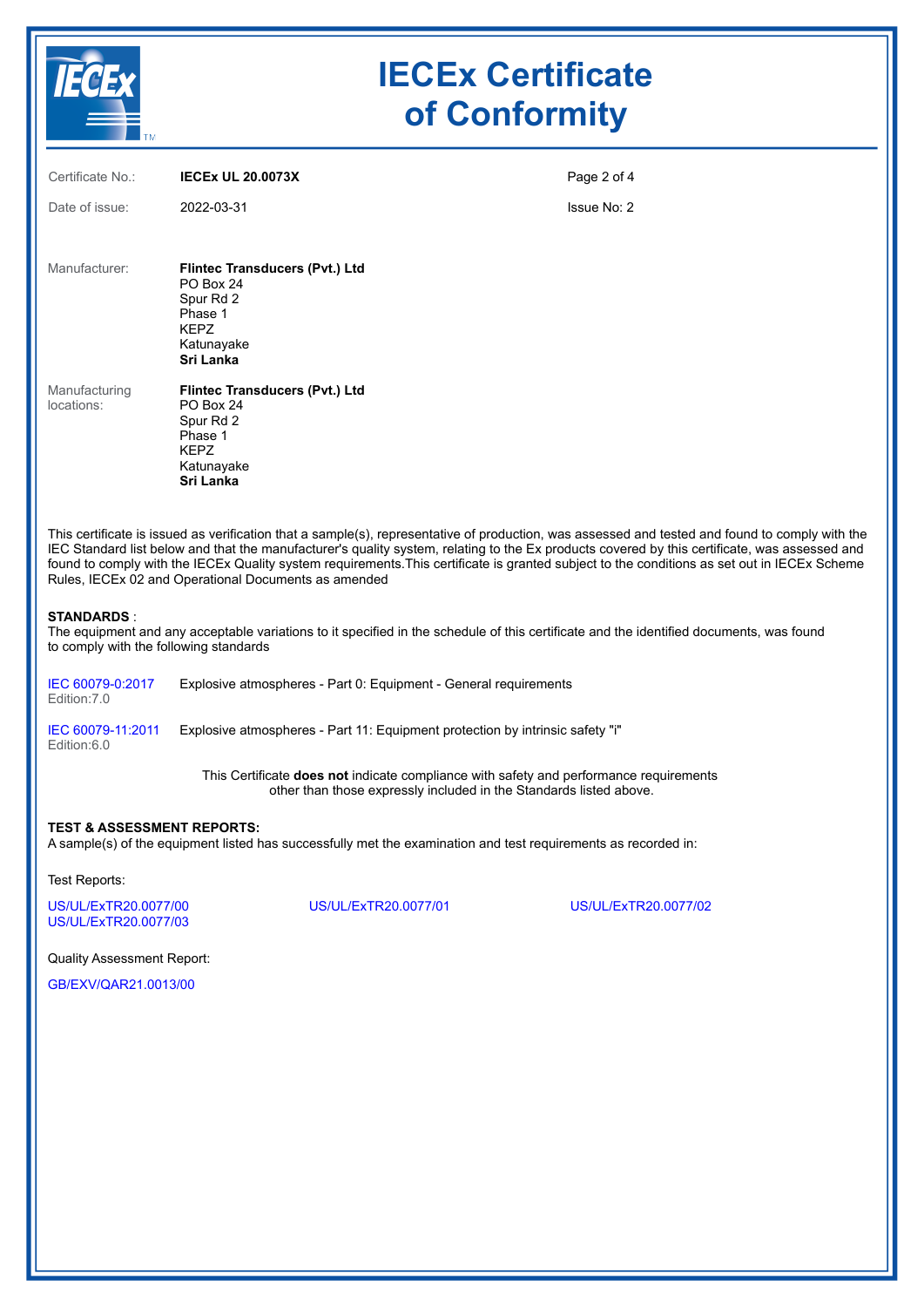# IECEx Certificate of Conformity

| | | |
|---|---|---|
| Certificate No.: | **IECEx UL 20.0073X** | |
| Date of issue: | 2022-03-31 | Issue No: 2 |

| | |
|---|---|
| Manufacturer: | **Flintec Transducers (Pvt.) Ltd**<br>PO Box 24<br>Spur Rd 2<br>Phase 1<br>KEPZ<br>Katunayake<br>**Sri Lanka** |
| Manufacturing locations: | **Flintec Transducers (Pvt.) Ltd**<br>PO Box 24<br>Spur Rd 2<br>Phase 1<br>KEPZ<br>Katunayake<br>**Sri Lanka** |

This certificate is issued as verification that a sample(s), representative of production, was assessed and tested and found to comply with the IEC Standard list below and that the manufacturer's quality system, relating to the Ex products covered by this certificate, was assessed and found to comply with the IECEx Quality system requirements.This certificate is granted subject to the conditions as set out in IECEx Scheme Rules, IECEx 02 and Operational Documents as amended

**STANDARDS** :
The equipment and any acceptable variations to it specified in the schedule of this certificate and the identified documents, was found to comply with the following standards

| | |
|---|---|
| IEC 60079-0:2017<br>Edition:7.0 | Explosive atmospheres - Part 0: Equipment - General requirements |
| IEC 60079-11:2011<br>Edition:6.0 | Explosive atmospheres - Part 11: Equipment protection by intrinsic safety "i" |

This Certificate **does not** indicate compliance with safety and performance requirements other than those expressly included in the Standards listed above.

**TEST & ASSESSMENT REPORTS:**
A sample(s) of the equipment listed has successfully met the examination and test requirements as recorded in:

Test Reports:

US/UL/ExTR20.0077/00
US/UL/ExTR20.0077/01
US/UL/ExTR20.0077/02
US/UL/ExTR20.0077/03

Quality Assessment Report:

GB/EXV/QAR21.0013/00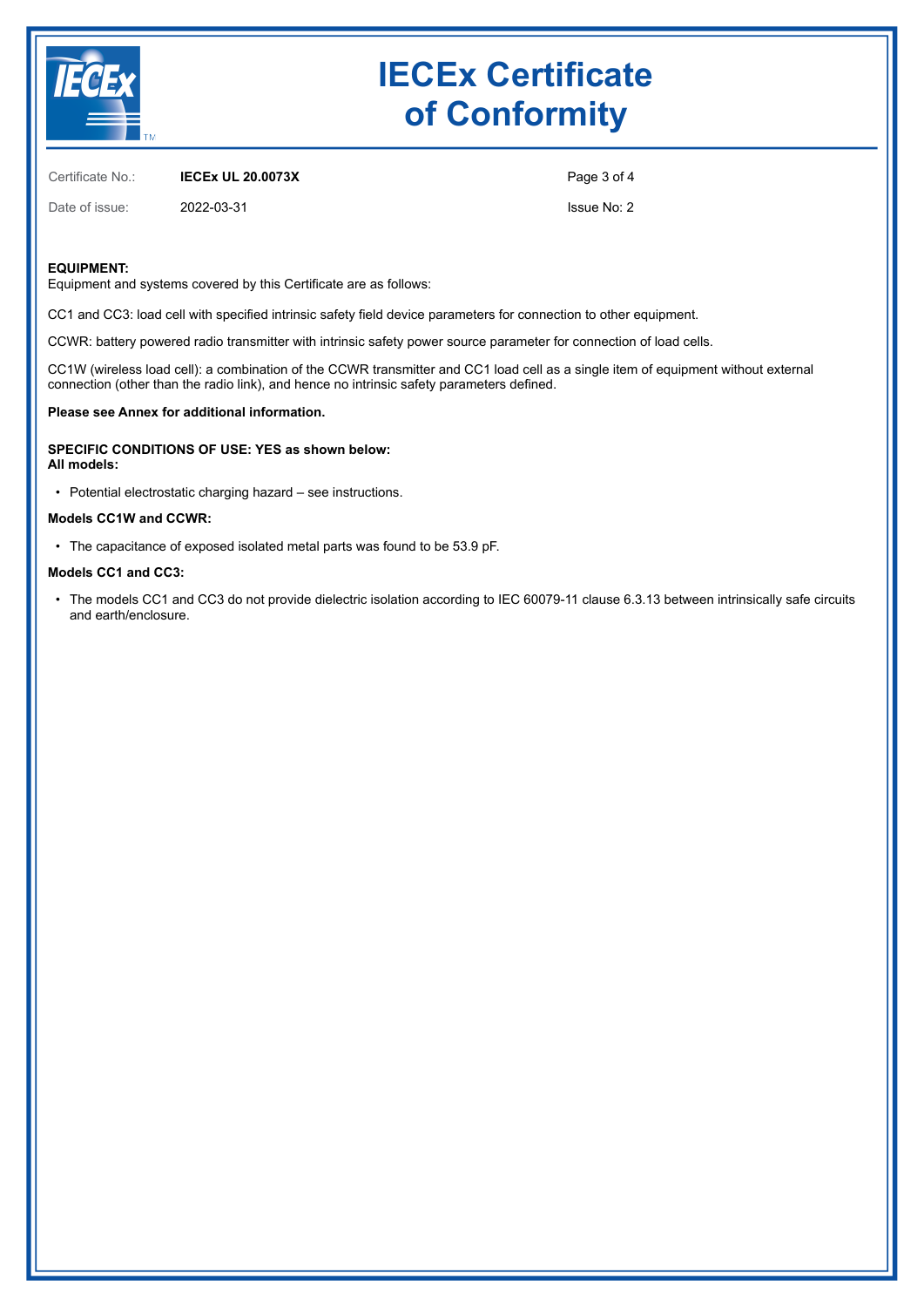# IECEx Certificate of Conformity

Certificate No.: **IECEx UL 20.0073X**

Date of issue: 2022-03-31

Issue No: 2

**EQUIPMENT:**
Equipment and systems covered by this Certificate are as follows:

CC1 and CC3: load cell with specified intrinsic safety field device parameters for connection to other equipment.

CCWR: battery powered radio transmitter with intrinsic safety power source parameter for connection of load cells.

CC1W (wireless load cell): a combination of the CCWR transmitter and CC1 load cell as a single item of equipment without external connection (other than the radio link), and hence no intrinsic safety parameters defined.

**Please see Annex for additional information.**

**SPECIFIC CONDITIONS OF USE: YES as shown below:**
**All models:**

- Potential electrostatic charging hazard – see instructions.

**Models CC1W and CCWR:**

- The capacitance of exposed isolated metal parts was found to be 53.9 pF.

**Models CC1 and CC3:**

- The models CC1 and CC3 do not provide dielectric isolation according to IEC 60079-11 clause 6.3.13 between intrinsically safe circuits and earth/enclosure.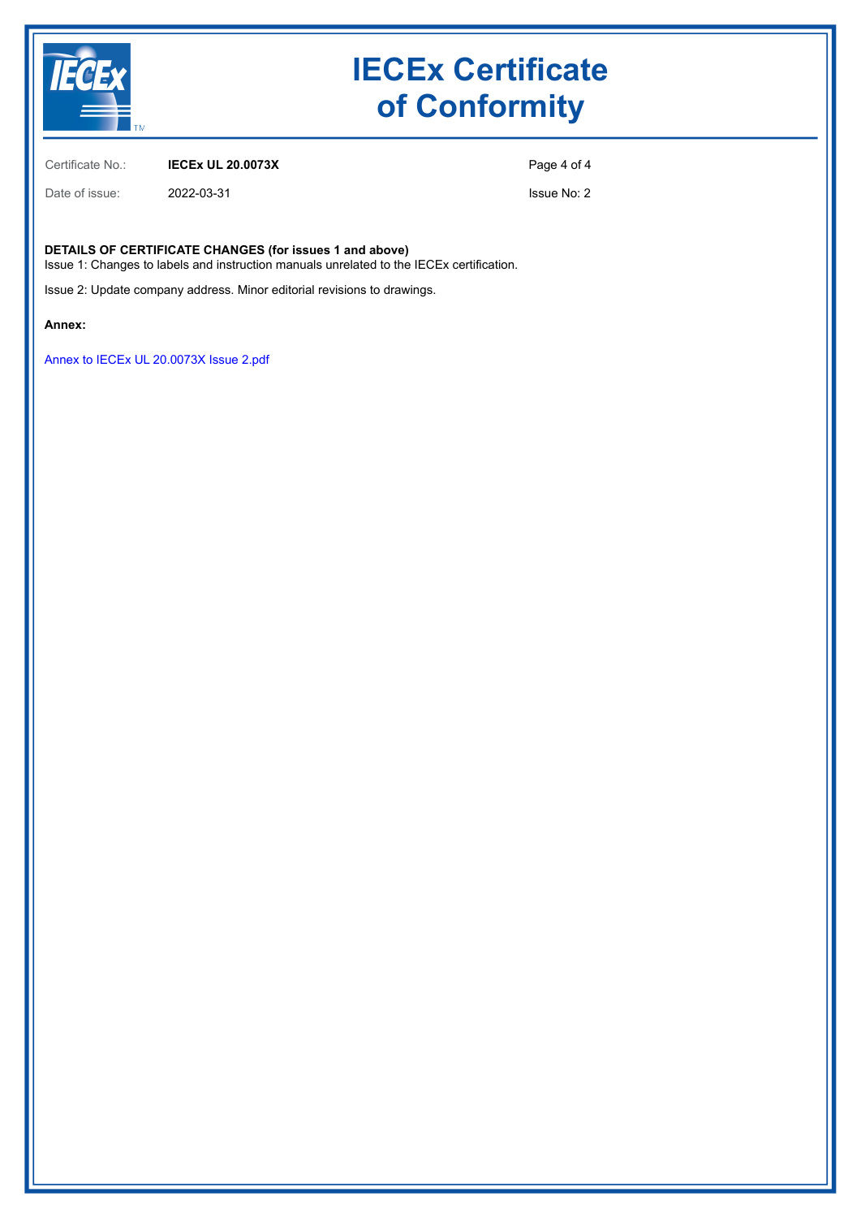# IECEx Certificate of Conformity

Certificate No.: **IECEx UL 20.0073X**

Date of issue: 2022-03-31

Issue No: 2

**DETAILS OF CERTIFICATE CHANGES (for issues 1 and above)**

Issue 1: Changes to labels and instruction manuals unrelated to the IECEx certification.

Issue 2: Update company address. Minor editorial revisions to drawings.

**Annex:**

Annex to IECEx UL 20.0073X Issue 2.pdf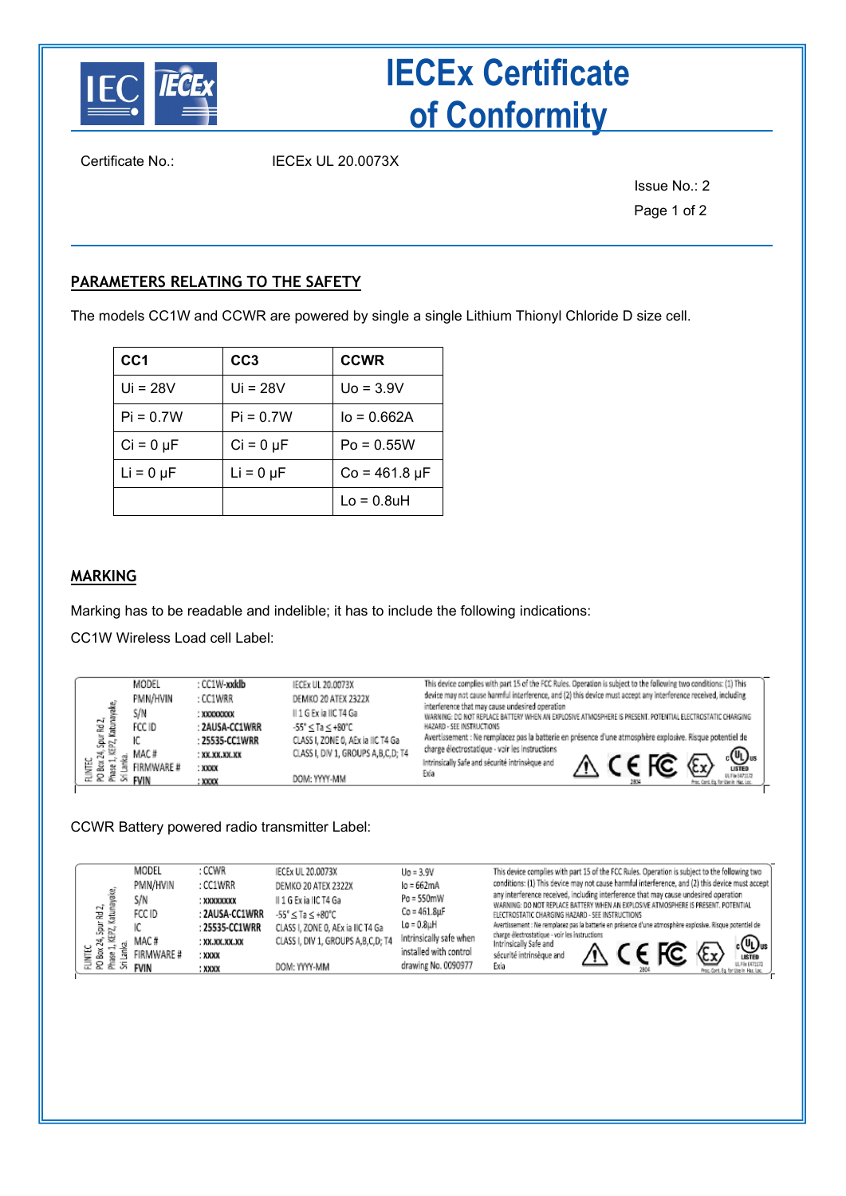# IECEx Certificate of Conformity

Certificate No.: IECEx UL 20.0073X

Issue No.: 2

## PARAMETERS RELATING TO THE SAFETY

The models CC1W and CCWR are powered by single a single Lithium Thionyl Chloride D size cell.

| CC1 | CC3 | CCWR |
|---|---|---|
| Ui = 28V | Ui = 28V | Uo = 3.9V |
| Pi = 0.7W | Pi = 0.7W | Io = 0.662A |
| Ci = 0 μF | Ci = 0 μF | Po = 0.55W |
| Li = 0 μF | Li = 0 μF | Co = 461.8 μF |
| | | Lo = 0.8uH |

## MARKING

Marking has to be readable and indelible; it has to include the following indications:

CC1W Wireless Load cell Label:

FLINTEC PO Box 24, Spur Rd 2, Phase 1, KEPZ, Katunayake, Sri Lanka.

MODEL : CC1W-xxklb
PMN/HVIN : CC1WRR
S/N : XXXXXXXX
FCC ID : 2AUSA-CC1WRR
IC : 25535-CC1WRR
MAC # : XX.XX.XX.XX
FIRMWARE # : XXXX
FVIN : XXXX

IECEx UL 20.0073X
DEMKO 20 ATEX 2322X
II 1 G Ex ia IIC T4 Ga
-55° ≤ Ta ≤ +80°C
CLASS I, ZONE 0, AEx ia IIC T4 Ga
CLASS I, DIV 1, GROUPS A,B,C,D; T4
DOM: YYYY-MM

This device complies with part 15 of the FCC Rules. Operation is subject to the following two conditions: (1) This device may not cause harmful interference, and (2) this device must accept any interference received, including interference that may cause undesired operation
WARNING: DO NOT REPLACE BATTERY WHEN AN EXPLOSIVE ATMOSPHERE IS PRESENT. POTENTIAL ELECTROSTATIC CHARGING HAZARD - SEE INSTRUCTIONS
Avertissement : Ne remplacez pas la batterie en présence d'une atmosphère explosive. Risque potentiel de charge électrostatique - voir les instructions
Intrinsically Safe and sécurité intrinsèque and Exia

CCWR Battery powered radio transmitter Label:

FLINTEC PO Box 24, Spur Rd 2, Phase 1, KEPZ, Katunayake, Sri Lanka.

MODEL : CCWR
PMN/HVIN : CC1WRR
S/N : XXXXXXXX
FCC ID : 2AUSA-CC1WRR
IC : 25535-CC1WRR
MAC # : XX.XX.XX.XX
FIRMWARE # : XXXX
FVIN : XXXX

IECEx UL 20.0073X
DEMKO 20 ATEX 2322X
II 1 G Ex ia IIC T4 Ga
-55° ≤ Ta ≤ +80°C
CLASS I, ZONE 0, AEx ia IIC T4 Ga
CLASS I, DIV 1, GROUPS A,B,C,D; T4
DOM: YYYY-MM

Uo = 3.9V
Io = 662mA
Po = 550mW
Co = 461.8μF
Lo = 0.8μH
Intrinsically safe when installed with control drawing No. 0090977

This device complies with part 15 of the FCC Rules. Operation is subject to the following two conditions: (1) This device may not cause harmful interference, and (2) this device must accept any interference received, including interference that may cause undesired operation
WARNING: DO NOT REPLACE BATTERY WHEN AN EXPLOSIVE ATMOSPHERE IS PRESENT. POTENTIAL ELECTROSTATIC CHARGING HAZARD - SEE INSTRUCTIONS
Avertissement : Ne remplacez pas la batterie en présence d'une atmosphère explosive. Risque potentiel de charge électrostatique - voir les instructions
Intrinsically Safe and sécurité intrinsèque and Exia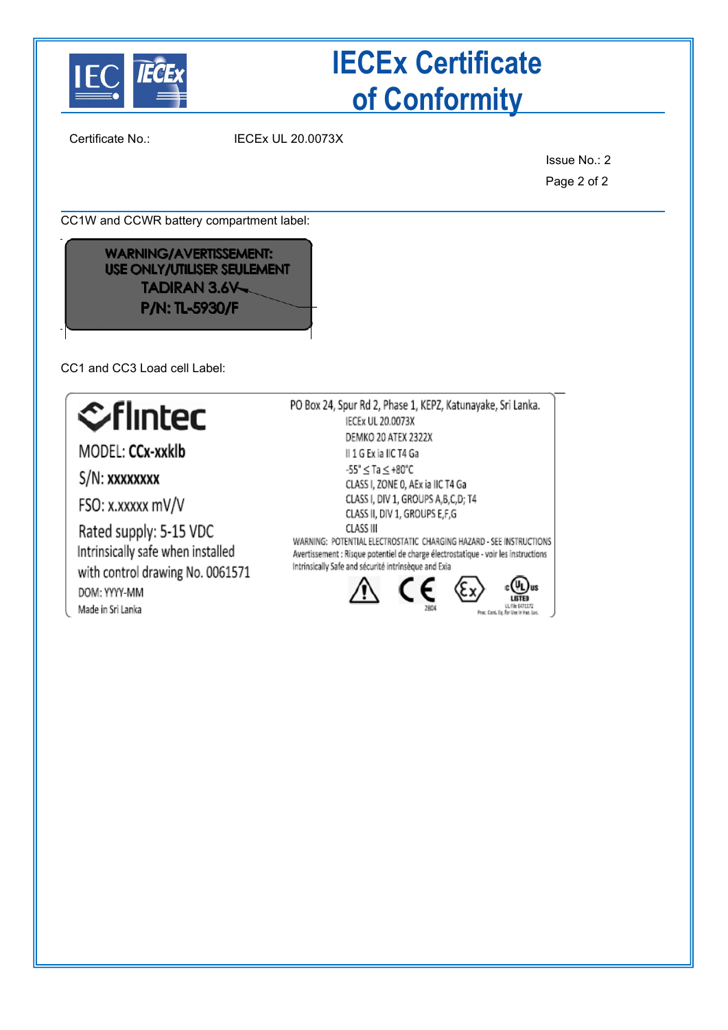# IECEx Certificate of Conformity

Certificate No.: IECEx UL 20.0073X

Issue No.: 2

CC1W and CCWR battery compartment label:

WARNING/AVERTISSEMENT:
USE ONLY/UTILISER SEULEMENT
TADIRAN 3.6V
P/N: TL-5930/F

CC1 and CC3 Load cell Label:

flintec

MODEL: **CCx-xxklb**

S/N: **xxxxxxxx**

FSO: x.xxxxx mV/V

Rated supply: 5-15 VDC

Intrinsically safe when installed with control drawing No. 0061571

DOM: YYYY-MM

Made in Sri Lanka

PO Box 24, Spur Rd 2, Phase 1, KEPZ, Katunayake, Sri Lanka.

IECEx UL 20.0073X

DEMKO 20 ATEX 2322X

II 1 G Ex ia IIC T4 Ga

-55° ≤ Ta ≤ +80°C

CLASS I, ZONE 0, AEx ia IIC T4 Ga

CLASS I, DIV 1, GROUPS A,B,C,D; T4

CLASS II, DIV 1, GROUPS E,F,G

CLASS III

WARNING: POTENTIAL ELECTROSTATIC CHARGING HAZARD - SEE INSTRUCTIONS

Avertissement : Risque potentiel de charge électrostatique - voir les instructions

Intrinsically Safe and sécurité intrinsèque and Exia

CE 2804

c UL us LISTED

UL File E471172

Proc. Cont. Eq. for Use in Haz. Loc.